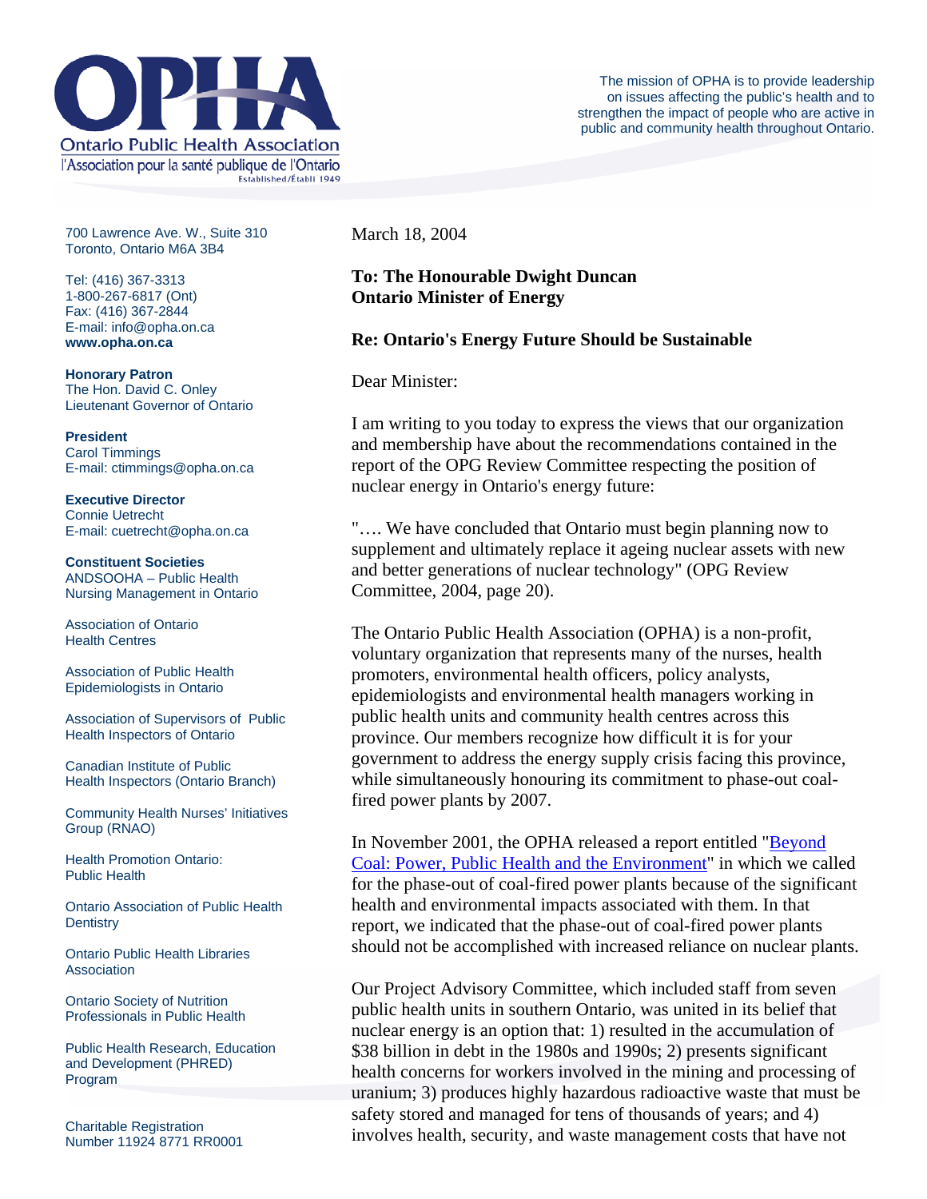# OPHA

Ontario Public Health Association

l'Association pour la santé publique de l'Ontario

Established/Établi 1949

The mission of OPHA is to provide leadership on issues affecting the public's health and to strengthen the impact of people who are active in public and community health throughout Ontario.

700 Lawrence Ave. W., Suite 310
Toronto, Ontario M6A 3B4

Tel: (416) 367-3313
1-800-267-6817 (Ont)
Fax: (416) 367-2844
E-mail: info@opha.on.ca
**www.opha.on.ca**

**Honorary Patron**
The Hon. David C. Onley
Lieutenant Governor of Ontario

**President**
Carol Timmings
E-mail: ctimmings@opha.on.ca

**Executive Director**
Connie Uetrecht
E-mail: cuetrecht@opha.on.ca

**Constituent Societies**

ANDSOOHA – Public Health Nursing Management in Ontario

Association of Ontario Health Centres

Association of Public Health Epidemiologists in Ontario

Association of Supervisors of Public Health Inspectors of Ontario

Canadian Institute of Public Health Inspectors (Ontario Branch)

Community Health Nurses' Initiatives Group (RNAO)

Health Promotion Ontario: Public Health

Ontario Association of Public Health Dentistry

Ontario Public Health Libraries Association

Ontario Society of Nutrition Professionals in Public Health

Public Health Research, Education and Development (PHRED) Program

Charitable Registration Number 11924 8771 RR0001

March 18, 2004

**To: The Honourable Dwight Duncan**
**Ontario Minister of Energy**

**Re: Ontario's Energy Future Should be Sustainable**

Dear Minister:

I am writing to you today to express the views that our organization and membership have about the recommendations contained in the report of the OPG Review Committee respecting the position of nuclear energy in Ontario's energy future:

"…. We have concluded that Ontario must begin planning now to supplement and ultimately replace it ageing nuclear assets with new and better generations of nuclear technology" (OPG Review Committee, 2004, page 20).

The Ontario Public Health Association (OPHA) is a non-profit, voluntary organization that represents many of the nurses, health promoters, environmental health officers, policy analysts, epidemiologists and environmental health managers working in public health units and community health centres across this province. Our members recognize how difficult it is for your government to address the energy supply crisis facing this province, while simultaneously honouring its commitment to phase-out coal-fired power plants by 2007.

In November 2001, the OPHA released a report entitled "Beyond Coal: Power, Public Health and the Environment" in which we called for the phase-out of coal-fired power plants because of the significant health and environmental impacts associated with them. In that report, we indicated that the phase-out of coal-fired power plants should not be accomplished with increased reliance on nuclear plants.

Our Project Advisory Committee, which included staff from seven public health units in southern Ontario, was united in its belief that nuclear energy is an option that: 1) resulted in the accumulation of \$38 billion in debt in the 1980s and 1990s; 2) presents significant health concerns for workers involved in the mining and processing of uranium; 3) produces highly hazardous radioactive waste that must be safety stored and managed for tens of thousands of years; and 4) involves health, security, and waste management costs that have not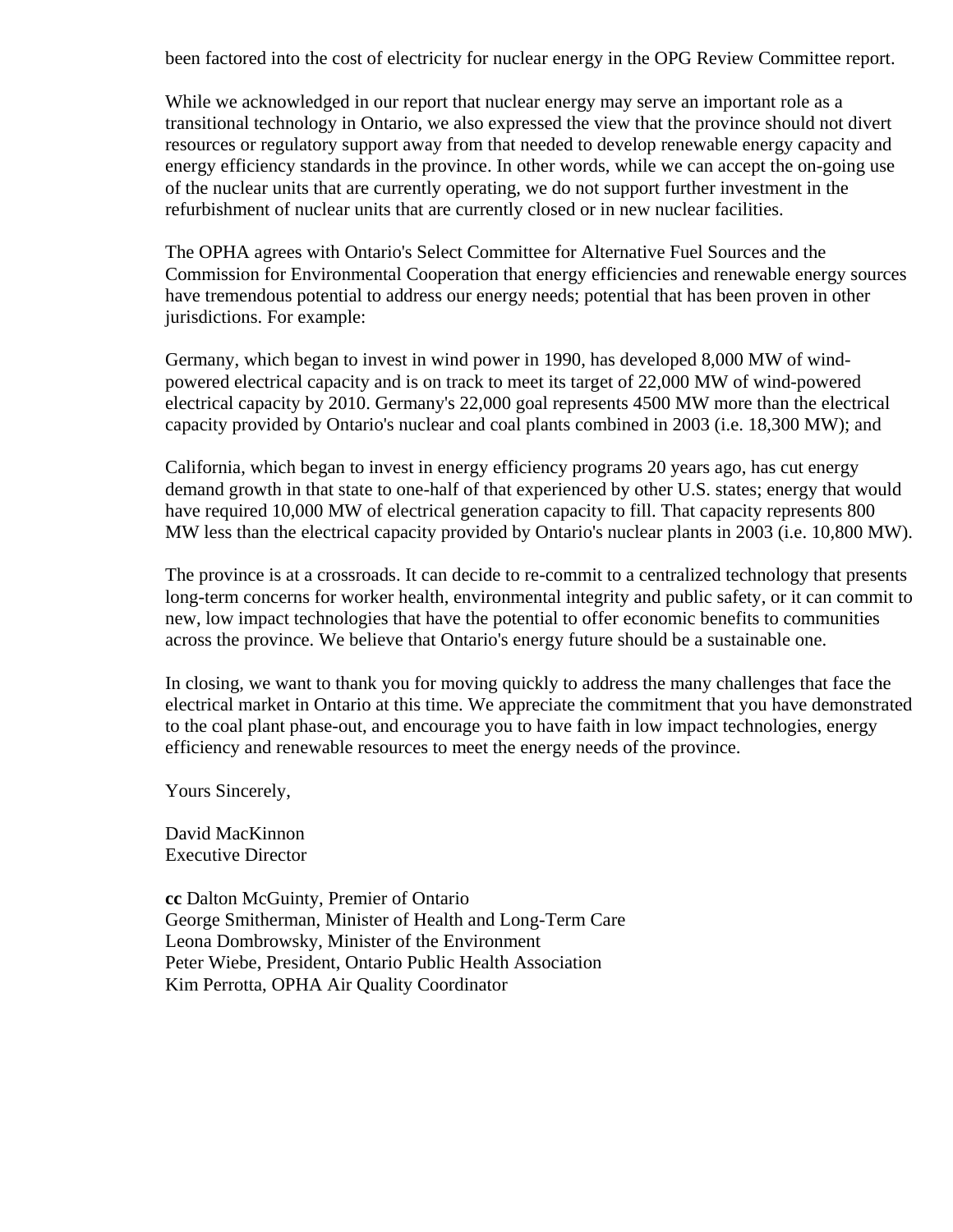been factored into the cost of electricity for nuclear energy in the OPG Review Committee report.

While we acknowledged in our report that nuclear energy may serve an important role as a transitional technology in Ontario, we also expressed the view that the province should not divert resources or regulatory support away from that needed to develop renewable energy capacity and energy efficiency standards in the province. In other words, while we can accept the on-going use of the nuclear units that are currently operating, we do not support further investment in the refurbishment of nuclear units that are currently closed or in new nuclear facilities.

The OPHA agrees with Ontario's Select Committee for Alternative Fuel Sources and the Commission for Environmental Cooperation that energy efficiencies and renewable energy sources have tremendous potential to address our energy needs; potential that has been proven in other jurisdictions. For example:

Germany, which began to invest in wind power in 1990, has developed 8,000 MW of wind-powered electrical capacity and is on track to meet its target of 22,000 MW of wind-powered electrical capacity by 2010. Germany's 22,000 goal represents 4500 MW more than the electrical capacity provided by Ontario's nuclear and coal plants combined in 2003 (i.e. 18,300 MW); and

California, which began to invest in energy efficiency programs 20 years ago, has cut energy demand growth in that state to one-half of that experienced by other U.S. states; energy that would have required 10,000 MW of electrical generation capacity to fill. That capacity represents 800 MW less than the electrical capacity provided by Ontario's nuclear plants in 2003 (i.e. 10,800 MW).

The province is at a crossroads. It can decide to re-commit to a centralized technology that presents long-term concerns for worker health, environmental integrity and public safety, or it can commit to new, low impact technologies that have the potential to offer economic benefits to communities across the province. We believe that Ontario's energy future should be a sustainable one.

In closing, we want to thank you for moving quickly to address the many challenges that face the electrical market in Ontario at this time. We appreciate the commitment that you have demonstrated to the coal plant phase-out, and encourage you to have faith in low impact technologies, energy efficiency and renewable resources to meet the energy needs of the province.

Yours Sincerely,

David MacKinnon
Executive Director

**cc** Dalton McGuinty, Premier of Ontario
George Smitherman, Minister of Health and Long-Term Care
Leona Dombrowsky, Minister of the Environment
Peter Wiebe, President, Ontario Public Health Association
Kim Perrotta, OPHA Air Quality Coordinator